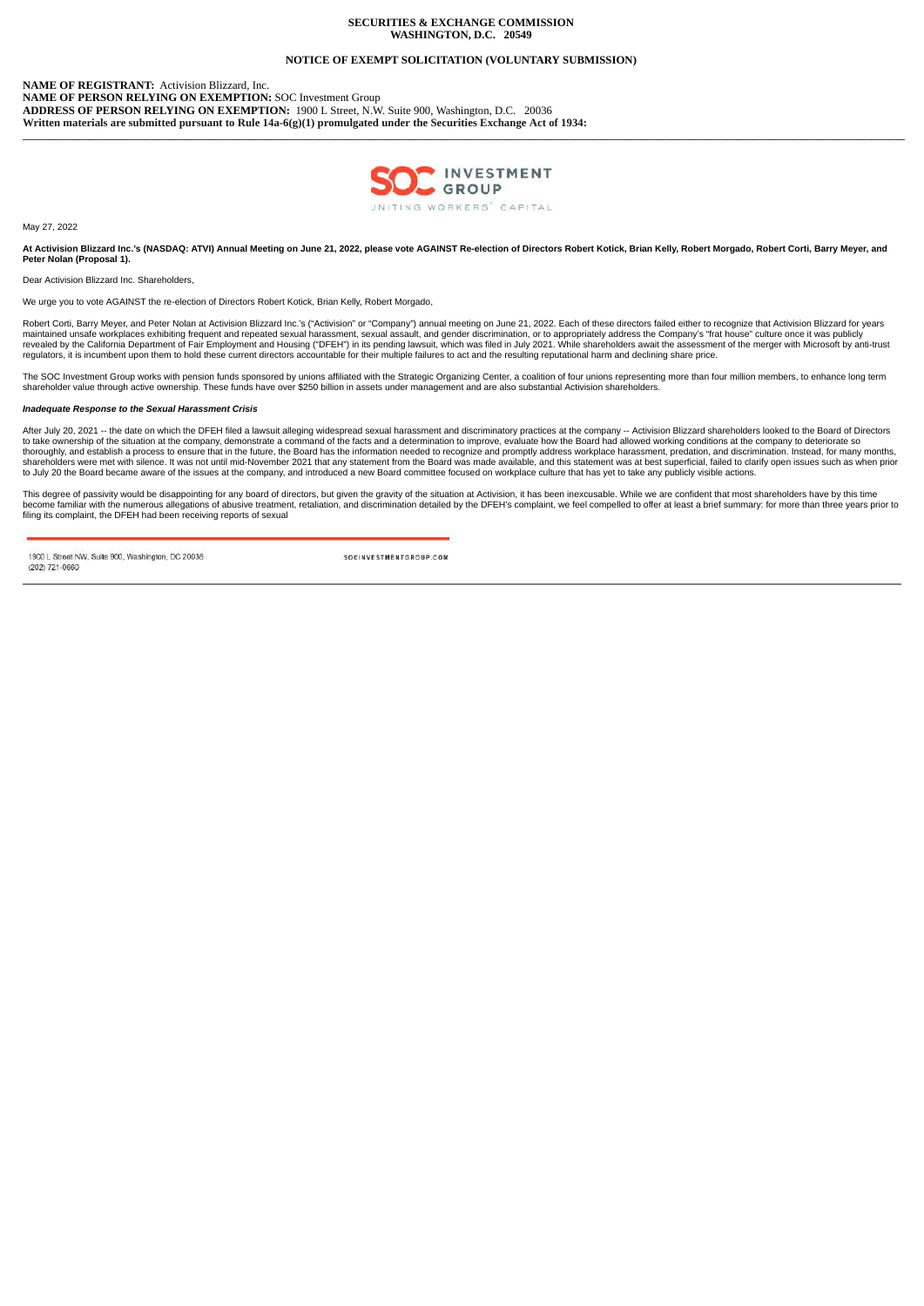**SECURITIES & EXCHANGE COMMISSION**
**WASHINGTON, D.C. 20549**

**NOTICE OF EXEMPT SOLICITATION (VOLUNTARY SUBMISSION)**

**NAME OF REGISTRANT:** Activision Blizzard, Inc.
**NAME OF PERSON RELYING ON EXEMPTION:** SOC Investment Group
**ADDRESS OF PERSON RELYING ON EXEMPTION:** 1900 L Street, N.W. Suite 900, Washington, D.C. 20036
**Written materials are submitted pursuant to Rule 14a-6(g)(1) promulgated under the Securities Exchange Act of 1934:**

---

SOC INVESTMENT GROUP
UNITING WORKERS' CAPITAL

May 27, 2022

**At Activision Blizzard Inc.'s (NASDAQ: ATVI) Annual Meeting on June 21, 2022, please vote AGAINST Re-election of Directors Robert Kotick, Brian Kelly, Robert Morgado, Robert Corti, Barry Meyer, and Peter Nolan (Proposal 1).**

Dear Activision Blizzard Inc. Shareholders,

We urge you to vote AGAINST the re-election of Directors Robert Kotick, Brian Kelly, Robert Morgado,

Robert Corti, Barry Meyer, and Peter Nolan at Activision Blizzard Inc.'s ("Activision" or "Company") annual meeting on June 21, 2022. Each of these directors failed either to recognize that Activision Blizzard for years maintained unsafe workplaces exhibiting frequent and repeated sexual harassment, sexual assault, and gender discrimination, or to appropriately address the Company's "frat house" culture once it was publicly revealed by the California Department of Fair Employment and Housing ("DFEH") in its pending lawsuit, which was filed in July 2021. While shareholders await the assessment of the merger with Microsoft by anti-trust regulators, it is incumbent upon them to hold these current directors accountable for their multiple failures to act and the resulting reputational harm and declining share price.

The SOC Investment Group works with pension funds sponsored by unions affiliated with the Strategic Organizing Center, a coalition of four unions representing more than four million members, to enhance long term shareholder value through active ownership. These funds have over $250 billion in assets under management and are also substantial Activision shareholders.

***Inadequate Response to the Sexual Harassment Crisis***

After July 20, 2021 -- the date on which the DFEH filed a lawsuit alleging widespread sexual harassment and discriminatory practices at the company -- Activision Blizzard shareholders looked to the Board of Directors to take ownership of the situation at the company, demonstrate a command of the facts and a determination to improve, evaluate how the Board had allowed working conditions at the company to deteriorate so thoroughly, and establish a process to ensure that in the future, the Board has the information needed to recognize and promptly address workplace harassment, predation, and discrimination. Instead, for many months, shareholders were met with silence. It was not until mid-November 2021 that any statement from the Board was made available, and this statement was at best superficial, failed to clarify open issues such as when prior to July 20 the Board became aware of the issues at the company, and introduced a new Board committee focused on workplace culture that has yet to take any publicly visible actions.

This degree of passivity would be disappointing for any board of directors, but given the gravity of the situation at Activision, it has been inexcusable. While we are confident that most shareholders have by this time become familiar with the numerous allegations of abusive treatment, retaliation, and discrimination detailed by the DFEH's complaint, we feel compelled to offer at least a brief summary: for more than three years prior to filing its complaint, the DFEH had been receiving reports of sexual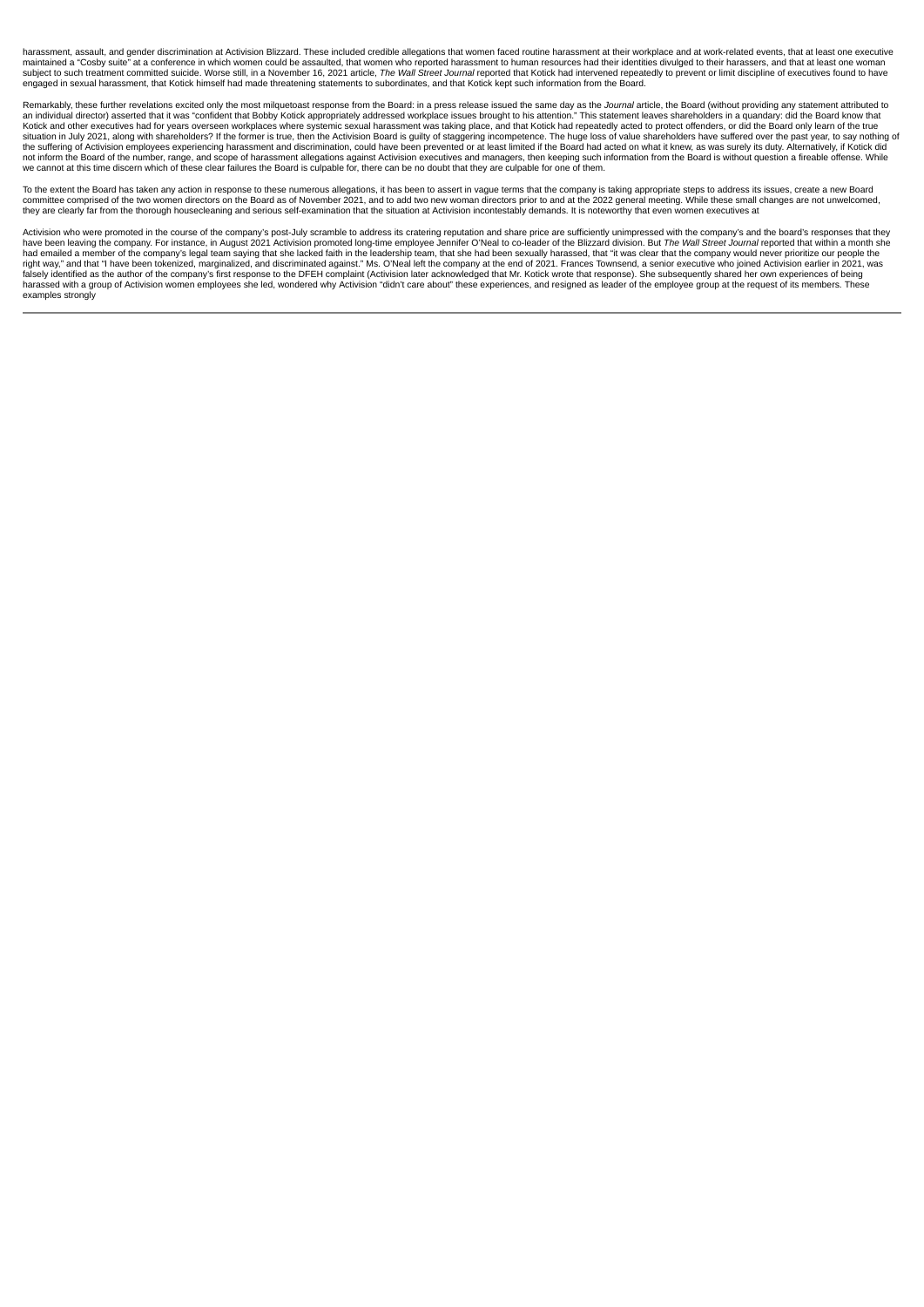harassment, assault, and gender discrimination at Activision Blizzard. These included credible allegations that women faced routine harassment at their workplace and at work-related events, that at least one executive maintained a "Cosby suite" at a conference in which women could be assaulted, that women who reported harassment to human resources had their identities divulged to their harassers, and that at least one woman subject to such treatment committed suicide. Worse still, in a November 16, 2021 article, *The Wall Street Journal* reported that Kotick had intervened repeatedly to prevent or limit discipline of executives found to have engaged in sexual harassment, that Kotick himself had made threatening statements to subordinates, and that Kotick kept such information from the Board.

Remarkably, these further revelations excited only the most milquetoast response from the Board: in a press release issued the same day as the *Journal* article, the Board (without providing any statement attributed to an individual director) asserted that it was "confident that Bobby Kotick appropriately addressed workplace issues brought to his attention." This statement leaves shareholders in a quandary: did the Board know that Kotick and other executives had for years overseen workplaces where systemic sexual harassment was taking place, and that Kotick had repeatedly acted to protect offenders, or did the Board only learn of the true situation in July 2021, along with shareholders? If the former is true, then the Activision Board is guilty of staggering incompetence. The huge loss of value shareholders have suffered over the past year, to say nothing of the suffering of Activision employees experiencing harassment and discrimination, could have been prevented or at least limited if the Board had acted on what it knew, as was surely its duty. Alternatively, if Kotick did not inform the Board of the number, range, and scope of harassment allegations against Activision executives and managers, then keeping such information from the Board is without question a fireable offense. While we cannot at this time discern which of these clear failures the Board is culpable for, there can be no doubt that they are culpable for one of them.

To the extent the Board has taken any action in response to these numerous allegations, it has been to assert in vague terms that the company is taking appropriate steps to address its issues, create a new Board committee comprised of the two women directors on the Board as of November 2021, and to add two new woman directors prior to and at the 2022 general meeting. While these small changes are not unwelcomed, they are clearly far from the thorough housecleaning and serious self-examination that the situation at Activision incontestably demands. It is noteworthy that even women executives at

Activision who were promoted in the course of the company's post-July scramble to address its cratering reputation and share price are sufficiently unimpressed with the company's and the board's responses that they have been leaving the company. For instance, in August 2021 Activision promoted long-time employee Jennifer O'Neal to co-leader of the Blizzard division. But *The Wall Street Journal* reported that within a month she had emailed a member of the company's legal team saying that she lacked faith in the leadership team, that she had been sexually harassed, that "it was clear that the company would never prioritize our people the right way," and that "I have been tokenized, marginalized, and discriminated against." Ms. O'Neal left the company at the end of 2021. Frances Townsend, a senior executive who joined Activision earlier in 2021, was falsely identified as the author of the company's first response to the DFEH complaint (Activision later acknowledged that Mr. Kotick wrote that response). She subsequently shared her own experiences of being harassed with a group of Activision women employees she led, wondered why Activision "didn't care about" these experiences, and resigned as leader of the employee group at the request of its members. These examples strongly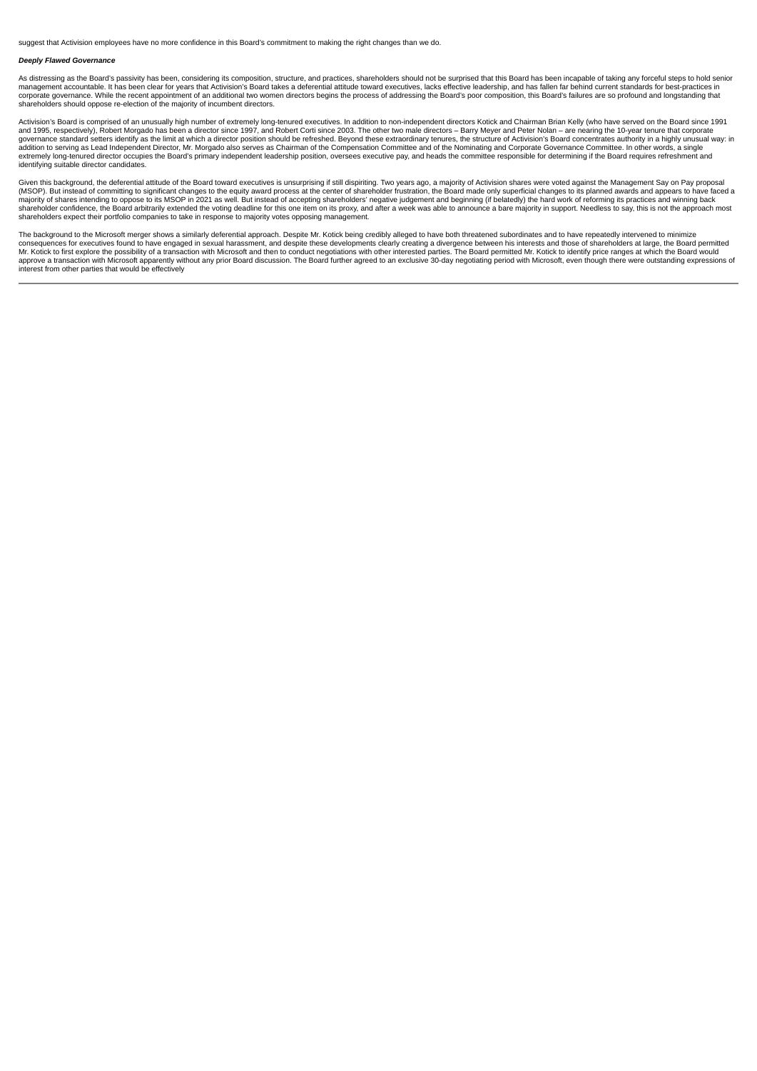suggest that Activision employees have no more confidence in this Board's commitment to making the right changes than we do.

***Deeply Flawed Governance***

As distressing as the Board's passivity has been, considering its composition, structure, and practices, shareholders should not be surprised that this Board has been incapable of taking any forceful steps to hold senior management accountable. It has been clear for years that Activision's Board takes a deferential attitude toward executives, lacks effective leadership, and has fallen far behind current standards for best-practices in corporate governance. While the recent appointment of an additional two women directors begins the process of addressing the Board's poor composition, this Board's failures are so profound and longstanding that shareholders should oppose re-election of the majority of incumbent directors.

Activision's Board is comprised of an unusually high number of extremely long-tenured executives. In addition to non-independent directors Kotick and Chairman Brian Kelly (who have served on the Board since 1991 and 1995, respectively), Robert Morgado has been a director since 1997, and Robert Corti since 2003. The other two male directors – Barry Meyer and Peter Nolan – are nearing the 10-year tenure that corporate governance standard setters identify as the limit at which a director position should be refreshed. Beyond these extraordinary tenures, the structure of Activision's Board concentrates authority in a highly unusual way: in addition to serving as Lead Independent Director, Mr. Morgado also serves as Chairman of the Compensation Committee and of the Nominating and Corporate Governance Committee. In other words, a single extremely long-tenured director occupies the Board's primary independent leadership position, oversees executive pay, and heads the committee responsible for determining if the Board requires refreshment and identifying suitable director candidates.

Given this background, the deferential attitude of the Board toward executives is unsurprising if still dispiriting. Two years ago, a majority of Activision shares were voted against the Management Say on Pay proposal (MSOP). But instead of committing to significant changes to the equity award process at the center of shareholder frustration, the Board made only superficial changes to its planned awards and appears to have faced a majority of shares intending to oppose to its MSOP in 2021 as well. But instead of accepting shareholders' negative judgement and beginning (if belatedly) the hard work of reforming its practices and winning back shareholder confidence, the Board arbitrarily extended the voting deadline for this one item on its proxy, and after a week was able to announce a bare majority in support. Needless to say, this is not the approach most shareholders expect their portfolio companies to take in response to majority votes opposing management.

The background to the Microsoft merger shows a similarly deferential approach. Despite Mr. Kotick being credibly alleged to have both threatened subordinates and to have repeatedly intervened to minimize consequences for executives found to have engaged in sexual harassment, and despite these developments clearly creating a divergence between his interests and those of shareholders at large, the Board permitted Mr. Kotick to first explore the possibility of a transaction with Microsoft and then to conduct negotiations with other interested parties. The Board permitted Mr. Kotick to identify price ranges at which the Board would approve a transaction with Microsoft apparently without any prior Board discussion. The Board further agreed to an exclusive 30-day negotiating period with Microsoft, even though there were outstanding expressions of interest from other parties that would be effectively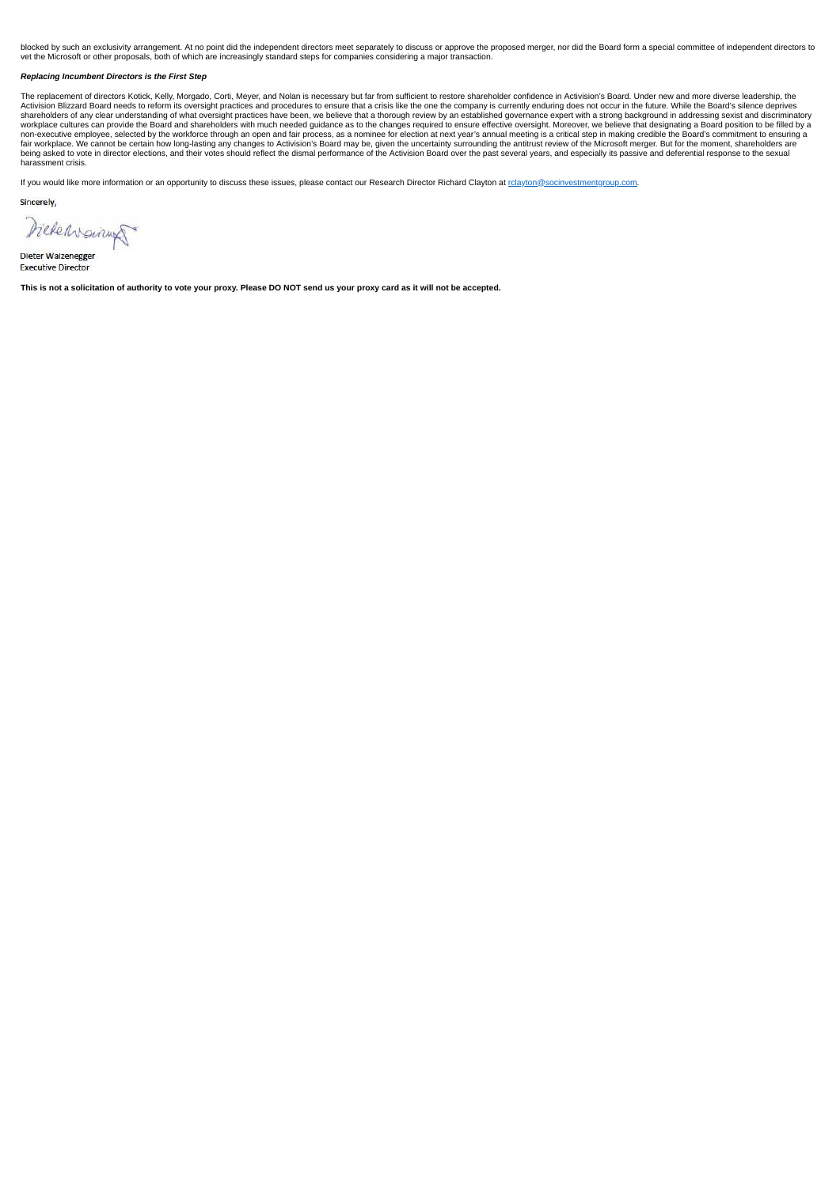blocked by such an exclusivity arrangement. At no point did the independent directors meet separately to discuss or approve the proposed merger, nor did the Board form a special committee of independent directors to vet the Microsoft or other proposals, both of which are increasingly standard steps for companies considering a major transaction.

***Replacing Incumbent Directors is the First Step***

The replacement of directors Kotick, Kelly, Morgado, Corti, Meyer, and Nolan is necessary but far from sufficient to restore shareholder confidence in Activision's Board. Under new and more diverse leadership, the Activision Blizzard Board needs to reform its oversight practices and procedures to ensure that a crisis like the one the company is currently enduring does not occur in the future. While the Board's silence deprives shareholders of any clear understanding of what oversight practices have been, we believe that a thorough review by an established governance expert with a strong background in addressing sexist and discriminatory workplace cultures can provide the Board and shareholders with much needed guidance as to the changes required to ensure effective oversight. Moreover, we believe that designating a Board position to be filled by a non-executive employee, selected by the workforce through an open and fair process, as a nominee for election at next year's annual meeting is a critical step in making credible the Board's commitment to ensuring a fair workplace. We cannot be certain how long-lasting any changes to Activision's Board may be, given the uncertainty surrounding the antitrust review of the Microsoft merger. But for the moment, shareholders are being asked to vote in director elections, and their votes should reflect the dismal performance of the Activision Board over the past several years, and especially its passive and deferential response to the sexual harassment crisis.

If you would like more information or an opportunity to discuss these issues, please contact our Research Director Richard Clayton at rclayton@socinvestmentgroup.com.

Sincerely,

Dieter Waizenegger
Executive Director

**This is not a solicitation of authority to vote your proxy. Please DO NOT send us your proxy card as it will not be accepted.**